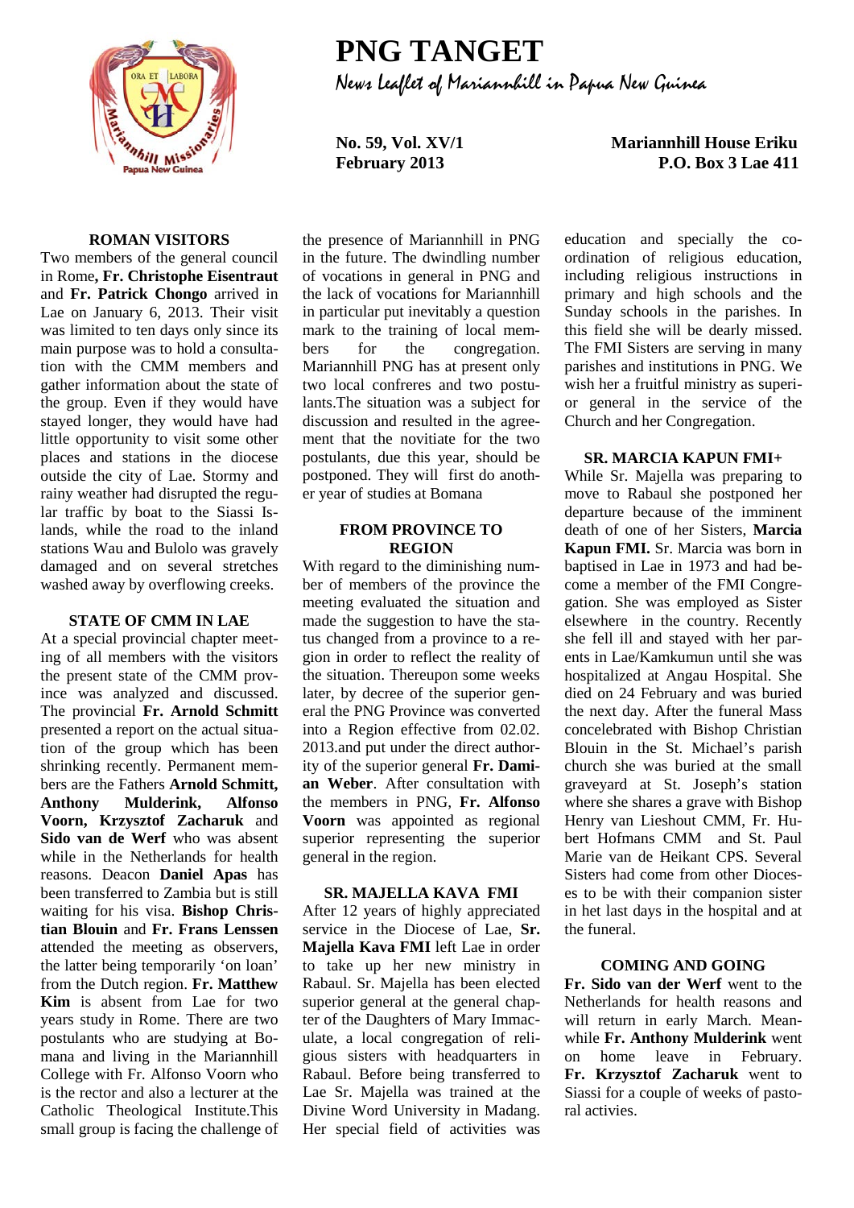# PNG TANGET

News Leaflet of Mariannhill in Papua New Guinea

**No. 59, Vol. XV/1**
**February 2013**

**Mariannhill House Eriku**
**P.O. Box 3 Lae 411**

### ROMAN VISITORS

Two members of the general council in Rome**, Fr. Christophe Eisentraut** and **Fr. Patrick Chongo** arrived in Lae on January 6, 2013. Their visit was limited to ten days only since its main purpose was to hold a consultation with the CMM members and gather information about the state of the group. Even if they would have stayed longer, they would have had little opportunity to visit some other places and stations in the diocese outside the city of Lae. Stormy and rainy weather had disrupted the regular traffic by boat to the Siassi Islands, while the road to the inland stations Wau and Bulolo was gravely damaged and on several stretches washed away by overflowing creeks.

### STATE OF CMM IN LAE

At a special provincial chapter meeting of all members with the visitors the present state of the CMM province was analyzed and discussed. The provincial **Fr. Arnold Schmitt** presented a report on the actual situation of the group which has been shrinking recently. Permanent members are the Fathers **Arnold Schmitt, Anthony Mulderink, Alfonso Voorn, Krzysztof Zacharuk** and **Sido van de Werf** who was absent while in the Netherlands for health reasons. Deacon **Daniel Apas** has been transferred to Zambia but is still waiting for his visa. **Bishop Christian Blouin** and **Fr. Frans Lenssen** attended the meeting as observers, the latter being temporarily 'on loan' from the Dutch region. **Fr. Matthew Kim** is absent from Lae for two years study in Rome. There are two postulants who are studying at Bomana and living in the Mariannhill College with Fr. Alfonso Voorn who is the rector and also a lecturer at the Catholic Theological Institute.This small group is facing the challenge of the presence of Mariannhill in PNG in the future. The dwindling number of vocations in general in PNG and the lack of vocations for Mariannhill in particular put inevitably a question mark to the training of local members for the congregation. Mariannhill PNG has at present only two local confreres and two postulants.The situation was a subject for discussion and resulted in the agreement that the novitiate for the two postulants, due this year, should be postponed. They will first do another year of studies at Bomana

### FROM PROVINCE TO REGION

With regard to the diminishing number of members of the province the meeting evaluated the situation and made the suggestion to have the status changed from a province to a region in order to reflect the reality of the situation. Thereupon some weeks later, by decree of the superior general the PNG Province was converted into a Region effective from 02.02. 2013.and put under the direct authority of the superior general **Fr. Damian Weber**. After consultation with the members in PNG, **Fr. Alfonso Voorn** was appointed as regional superior representing the superior general in the region.

### SR. MAJELLA KAVA FMI

After 12 years of highly appreciated service in the Diocese of Lae, **Sr. Majella Kava FMI** left Lae in order to take up her new ministry in Rabaul. Sr. Majella has been elected superior general at the general chapter of the Daughters of Mary Immaculate, a local congregation of religious sisters with headquarters in Rabaul. Before being transferred to Lae Sr. Majella was trained at the Divine Word University in Madang. Her special field of activities was education and specially the coordination of religious education, including religious instructions in primary and high schools and the Sunday schools in the parishes. In this field she will be dearly missed. The FMI Sisters are serving in many parishes and institutions in PNG. We wish her a fruitful ministry as superior general in the service of the Church and her Congregation.

### SR. MARCIA KAPUN FMI+

While Sr. Majella was preparing to move to Rabaul she postponed her departure because of the imminent death of one of her Sisters, **Marcia Kapun FMI.** Sr. Marcia was born in baptised in Lae in 1973 and had become a member of the FMI Congregation. She was employed as Sister elsewhere in the country. Recently she fell ill and stayed with her parents in Lae/Kamkumun until she was hospitalized at Angau Hospital. She died on 24 February and was buried the next day. After the funeral Mass concelebrated with Bishop Christian Blouin in the St. Michael's parish church she was buried at the small graveyard at St. Joseph's station where she shares a grave with Bishop Henry van Lieshout CMM, Fr. Hubert Hofmans CMM and St. Paul Marie van de Heikant CPS. Several Sisters had come from other Dioceses to be with their companion sister in het last days in the hospital and at the funeral.

### COMING AND GOING

**Fr. Sido van der Werf** went to the Netherlands for health reasons and will return in early March. Meanwhile **Fr. Anthony Mulderink** went on home leave in February. **Fr. Krzysztof Zacharuk** went to Siassi for a couple of weeks of pastoral activies.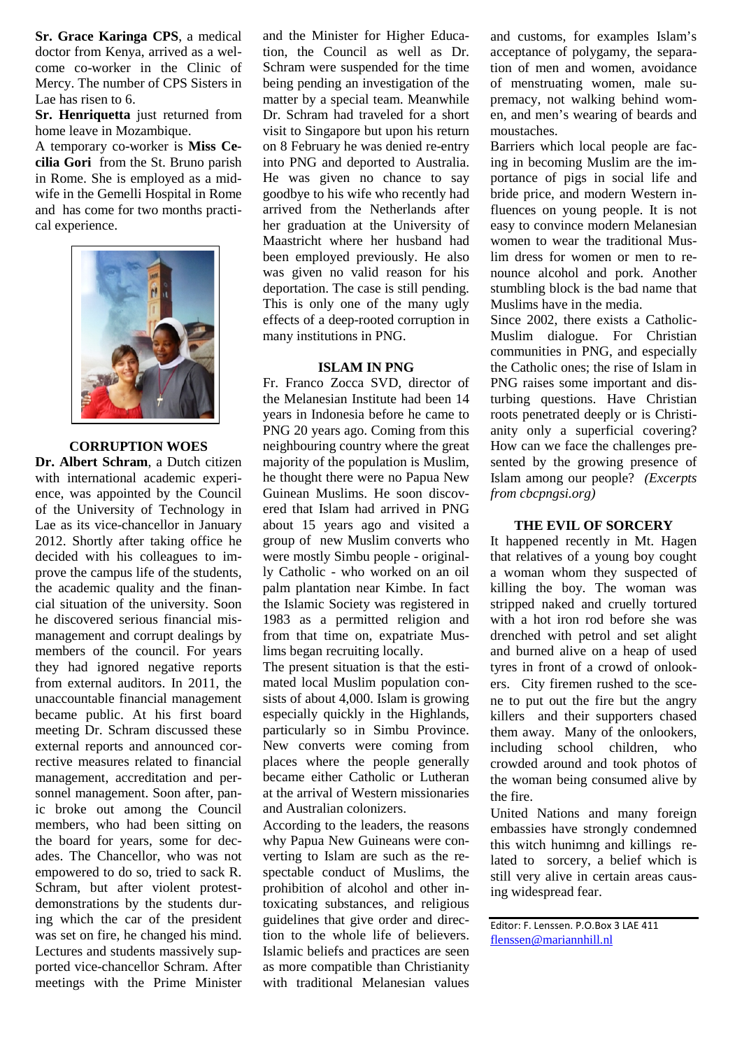**Sr. Grace Karinga CPS**, a medical doctor from Kenya, arrived as a welcome co-worker in the Clinic of Mercy. The number of CPS Sisters in Lae has risen to 6.

**Sr. Henriquetta** just returned from home leave in Mozambique.

A temporary co-worker is **Miss Cecilia Gori** from the St. Bruno parish in Rome. She is employed as a midwife in the Gemelli Hospital in Rome and has come for two months practical experience.

### CORRUPTION WOES

**Dr. Albert Schram**, a Dutch citizen with international academic experience, was appointed by the Council of the University of Technology in Lae as its vice-chancellor in January 2012. Shortly after taking office he decided with his colleagues to improve the campus life of the students, the academic quality and the financial situation of the university. Soon he discovered serious financial mismanagement and corrupt dealings by members of the council. For years they had ignored negative reports from external auditors. In 2011, the unaccountable financial management became public. At his first board meeting Dr. Schram discussed these external reports and announced corrective measures related to financial management, accreditation and personnel management. Soon after, panic broke out among the Council members, who had been sitting on the board for years, some for decades. The Chancellor, who was not empowered to do so, tried to sack R. Schram, but after violent protest-demonstrations by the students during which the car of the president was set on fire, he changed his mind. Lectures and students massively supported vice-chancellor Schram. After meetings with the Prime Minister and the Minister for Higher Education, the Council as well as Dr. Schram were suspended for the time being pending an investigation of the matter by a special team. Meanwhile Dr. Schram had traveled for a short visit to Singapore but upon his return on 8 February he was denied re-entry into PNG and deported to Australia. He was given no chance to say goodbye to his wife who recently had arrived from the Netherlands after her graduation at the University of Maastricht where her husband had been employed previously. He also was given no valid reason for his deportation. The case is still pending. This is only one of the many ugly effects of a deep-rooted corruption in many institutions in PNG.

### ISLAM IN PNG

Fr. Franco Zocca SVD, director of the Melanesian Institute had been 14 years in Indonesia before he came to PNG 20 years ago. Coming from this neighbouring country where the great majority of the population is Muslim, he thought there were no Papua New Guinean Muslims. He soon discovered that Islam had arrived in PNG about 15 years ago and visited a group of new Muslim converts who were mostly Simbu people - originally Catholic - who worked on an oil palm plantation near Kimbe. In fact the Islamic Society was registered in 1983 as a permitted religion and from that time on, expatriate Muslims began recruiting locally.

The present situation is that the estimated local Muslim population consists of about 4,000. Islam is growing especially quickly in the Highlands, particularly so in Simbu Province. New converts were coming from places where the people generally became either Catholic or Lutheran at the arrival of Western missionaries and Australian colonizers.

According to the leaders, the reasons why Papua New Guineans were converting to Islam are such as the respectable conduct of Muslims, the prohibition of alcohol and other intoxicating substances, and religious guidelines that give order and direction to the whole life of believers. Islamic beliefs and practices are seen as more compatible than Christianity with traditional Melanesian values and customs, for examples Islam's acceptance of polygamy, the separation of men and women, avoidance of menstruating women, male supremacy, not walking behind women, and men's wearing of beards and moustaches.

Barriers which local people are facing in becoming Muslim are the importance of pigs in social life and bride price, and modern Western influences on young people. It is not easy to convince modern Melanesian women to wear the traditional Muslim dress for women or men to renounce alcohol and pork. Another stumbling block is the bad name that Muslims have in the media.

Since 2002, there exists a Catholic-Muslim dialogue. For Christian communities in PNG, and especially the Catholic ones; the rise of Islam in PNG raises some important and disturbing questions. Have Christian roots penetrated deeply or is Christianity only a superficial covering? How can we face the challenges presented by the growing presence of Islam among our people? *(Excerpts from cbcpngsi.org)*

### THE EVIL OF SORCERY

It happened recently in Mt. Hagen that relatives of a young boy cought a woman whom they suspected of killing the boy. The woman was stripped naked and cruelly tortured with a hot iron rod before she was drenched with petrol and set alight and burned alive on a heap of used tyres in front of a crowd of onlookers. City firemen rushed to the scene to put out the fire but the angry killers and their supporters chased them away. Many of the onlookers, including school children, who crowded around and took photos of the woman being consumed alive by the fire.

United Nations and many foreign embassies have strongly condemned this witch hunimng and killings related to sorcery, a belief which is still very alive in certain areas causing widespread fear.

Editor: F. Lenssen. P.O.Box 3 LAE 411
flenssen@mariannhill.nl